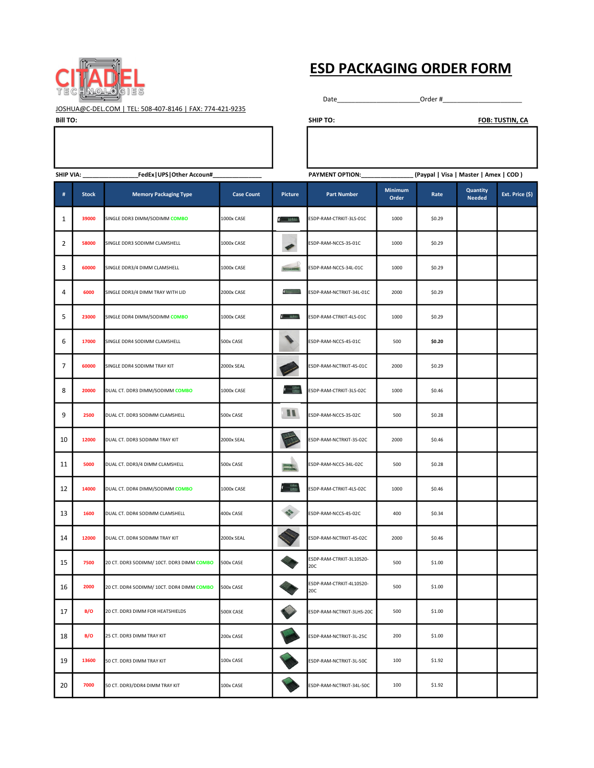CITADEL TECHNOLOGIES

# ESD PACKAGING ORDER FORM

Date______________________Order #_____________________

JOSHUA@C-DEL.COM | TEL: 508-407-8146 | FAX: 774-421-9235

**Bill TO:**

**SHIP TO:** **FOB: TUSTIN, CA**

**SHIP VIA:** ________________**FedEx|UPS|Other Accoun#**______________

**PAYMENT OPTION:**_______________ **(Paypal | Visa | Master | Amex | COD )**

| # | Stock | Memory Packaging Type | Case Count | Picture | Part Number | Minimum Order | Rate | Quantity Needed | Ext. Price ($) |
|---|---|---|---|---|---|---|---|---|---|
| 1 | 39000 | SINGLE DDR3 DIMM/SODIMM COMBO | 1000x CASE | | ESDP-RAM-CTRKIT-3LS-01C | 1000 | $0.29 | | |
| 2 | 58000 | SINGLE DDR3 SODIMM CLAMSHELL | 1000x CASE | | ESDP-RAM-NCCS-3S-01C | 1000 | $0.29 | | |
| 3 | 60000 | SINGLE DDR3/4 DIMM CLAMSHELL | 1000x CASE | | ESDP-RAM-NCCS-34L-01C | 1000 | $0.29 | | |
| 4 | 6000 | SINGLE DDR3/4 DIMM TRAY WITH LID | 2000x CASE | | ESDP-RAM-NCTRKIT-34L-01C | 2000 | $0.29 | | |
| 5 | 23000 | SINGLE DDR4 DIMM/SODIMM COMBO | 1000x CASE | | ESDP-RAM-CTRKIT-4LS-01C | 1000 | $0.29 | | |
| 6 | 17000 | SINGLE DDR4 SODIMM CLAMSHELL | 500x CASE | | ESDP-RAM-NCCS-4S-01C | 500 | **$0.20** | | |
| 7 | 60000 | SINGLE DDR4 SODIMM TRAY KIT | 2000x SEAL | | ESDP-RAM-NCTRKIT-4S-01C | 2000 | $0.29 | | |
| 8 | 20000 | DUAL CT. DDR3 DIMM/SODIMM COMBO | 1000x CASE | | ESDP-RAM-CTRKIT-3LS-02C | 1000 | $0.46 | | |
| 9 | 2500 | DUAL CT. DDR3 SODIMM CLAMSHELL | 500x CASE | | ESDP-RAM-NCCS-3S-02C | 500 | $0.28 | | |
| 10 | 12000 | DUAL CT. DDR3 SODIMM TRAY KIT | 2000x SEAL | | ESDP-RAM-NCTRKIT-3S-02C | 2000 | $0.46 | | |
| 11 | 5000 | DUAL CT. DDR3/4 DIMM CLAMSHELL | 500x CASE | | ESDP-RAM-NCCS-34L-02C | 500 | $0.28 | | |
| 12 | 14000 | DUAL CT. DDR4 DIMM/SODIMM COMBO | 1000x CASE | | ESDP-RAM-CTRKIT-4LS-02C | 1000 | $0.46 | | |
| 13 | 1600 | DUAL CT. DDR4 SODIMM CLAMSHELL | 400x CASE | | ESDP-RAM-NCCS-4S-02C | 400 | $0.34 | | |
| 14 | 12000 | DUAL CT. DDR4 SODIMM TRAY KIT | 2000x SEAL | | ESDP-RAM-NCTRKIT-4S-02C | 2000 | $0.46 | | |
| 15 | 7500 | 20 CT. DDR3 SODIMM/ 10CT. DDR3 DIMM COMBO | 500x CASE | | ESDP-RAM-CTRKIT-3L10S20-20C | 500 | $1.00 | | |
| 16 | 2000 | 20 CT. DDR4 SODIMM/ 10CT. DDR4 DIMM COMBO | 500x CASE | | ESDP-RAM-CTRKIT-4L10S20-20C | 500 | $1.00 | | |
| 17 | B/O | 20 CT. DDR3 DIMM FOR HEATSHIELDS | 500X CASE | | ESDP-RAM-NCTRKIT-3LHS-20C | 500 | $1.00 | | |
| 18 | B/O | 25 CT. DDR3 DIMM TRAY KIT | 200x CASE | | ESDP-RAM-NCTRKIT-3L-25C | 200 | $1.00 | | |
| 19 | 13600 | 50 CT. DDR3 DIMM TRAY KIT | 100x CASE | | ESDP-RAM-NCTRKIT-3L-50C | 100 | $1.92 | | |
| 20 | 7000 | 50 CT. DDR3/DDR4 DIMM TRAY KIT | 100x CASE | | ESDP-RAM-NCTRKIT-34L-50C | 100 | $1.92 | | |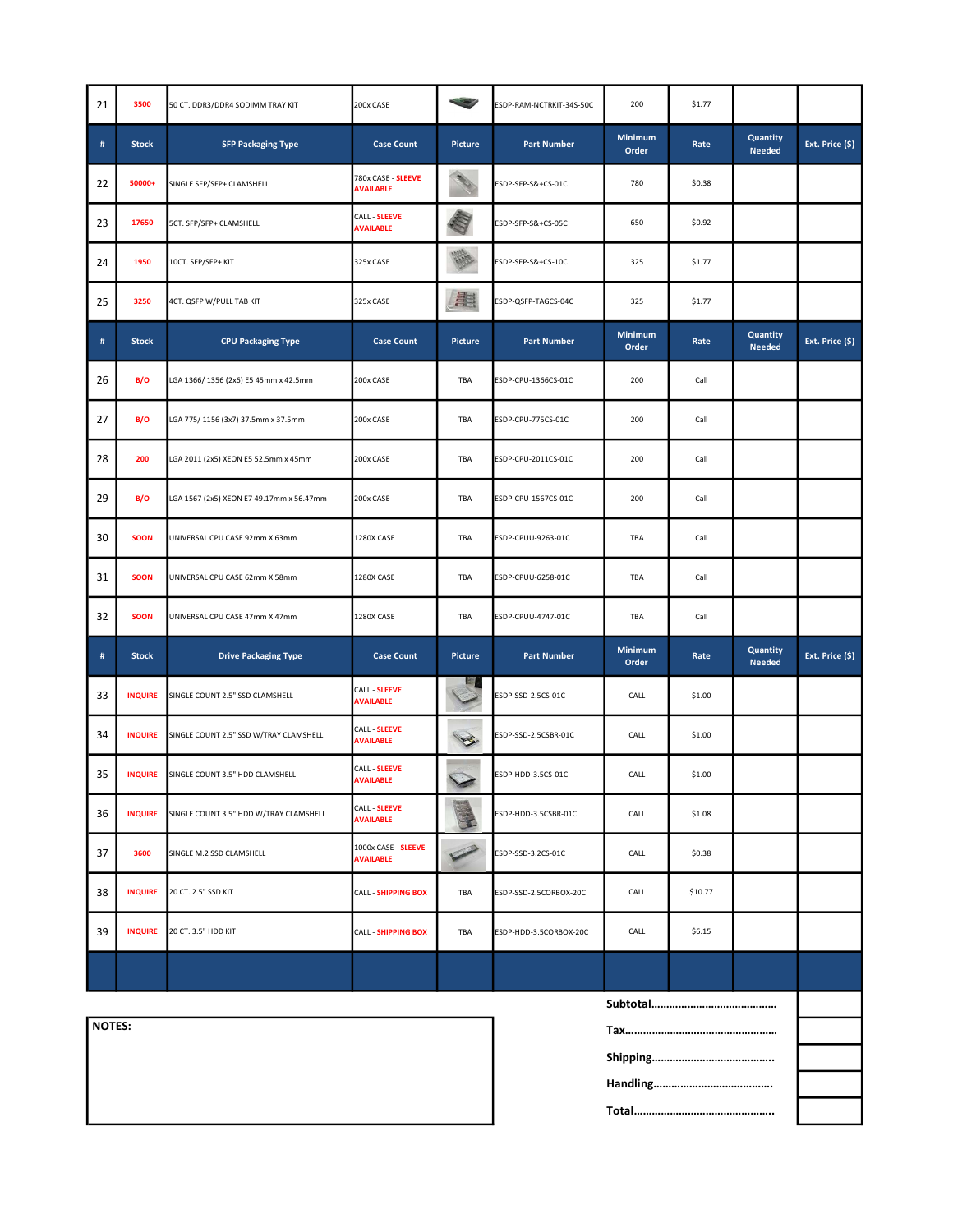| # | Stock | Packaging Type | Case Count | Picture | Part Number | Minimum Order | Rate | Quantity Needed | Ext. Price ($) |
|---|---|---|---|---|---|---|---|---|---|
| 21 | 3500 | 50 CT. DDR3/DDR4 SODIMM TRAY KIT | 200x CASE | | ESDP-RAM-NCTRKIT-34S-50C | 200 | $1.77 | | |
| **#** | **Stock** | **SFP Packaging Type** | **Case Count** | **Picture** | **Part Number** | **Minimum Order** | **Rate** | **Quantity Needed** | **Ext. Price ($)** |
| 22 | 50000+ | SINGLE SFP/SFP+ CLAMSHELL | 780x CASE - SLEEVE AVAILABLE | | ESDP-SFP-S&+CS-01C | 780 | $0.38 | | |
| 23 | 17650 | 5CT. SFP/SFP+ CLAMSHELL | CALL - SLEEVE AVAILABLE | | ESDP-SFP-S&+CS-05C | 650 | $0.92 | | |
| 24 | 1950 | 10CT. SFP/SFP+ KIT | 325x CASE | | ESDP-SFP-S&+CS-10C | 325 | $1.77 | | |
| 25 | 3250 | 4CT. QSFP W/PULL TAB KIT | 325x CASE | | ESDP-QSFP-TAGCS-04C | 325 | $1.77 | | |
| **#** | **Stock** | **CPU Packaging Type** | **Case Count** | **Picture** | **Part Number** | **Minimum Order** | **Rate** | **Quantity Needed** | **Ext. Price ($)** |
| 26 | B/O | LGA 1366/ 1356 (2x6) E5 45mm x 42.5mm | 200x CASE | TBA | ESDP-CPU-1366CS-01C | 200 | Call | | |
| 27 | B/O | LGA 775/ 1156 (3x7) 37.5mm x 37.5mm | 200x CASE | TBA | ESDP-CPU-775CS-01C | 200 | Call | | |
| 28 | 200 | LGA 2011 (2x5) XEON E5 52.5mm x 45mm | 200x CASE | TBA | ESDP-CPU-2011CS-01C | 200 | Call | | |
| 29 | B/O | LGA 1567 (2x5) XEON E7 49.17mm x 56.47mm | 200x CASE | TBA | ESDP-CPU-1567CS-01C | 200 | Call | | |
| 30 | SOON | UNIVERSAL CPU CASE 92mm X 63mm | 1280X CASE | TBA | ESDP-CPUU-9263-01C | TBA | Call | | |
| 31 | SOON | UNIVERSAL CPU CASE 62mm X 58mm | 1280X CASE | TBA | ESDP-CPUU-6258-01C | TBA | Call | | |
| 32 | SOON | UNIVERSAL CPU CASE 47mm X 47mm | 1280X CASE | TBA | ESDP-CPUU-4747-01C | TBA | Call | | |
| **#** | **Stock** | **Drive Packaging Type** | **Case Count** | **Picture** | **Part Number** | **Minimum Order** | **Rate** | **Quantity Needed** | **Ext. Price ($)** |
| 33 | INQUIRE | SINGLE COUNT 2.5" SSD CLAMSHELL | CALL - SLEEVE AVAILABLE | | ESDP-SSD-2.5CS-01C | CALL | $1.00 | | |
| 34 | INQUIRE | SINGLE COUNT 2.5" SSD W/TRAY CLAMSHELL | CALL - SLEEVE AVAILABLE | | ESDP-SSD-2.5CSBR-01C | CALL | $1.00 | | |
| 35 | INQUIRE | SINGLE COUNT 3.5" HDD CLAMSHELL | CALL - SLEEVE AVAILABLE | | ESDP-HDD-3.5CS-01C | CALL | $1.00 | | |
| 36 | INQUIRE | SINGLE COUNT 3.5" HDD W/TRAY CLAMSHELL | CALL - SLEEVE AVAILABLE | | ESDP-HDD-3.5CSBR-01C | CALL | $1.08 | | |
| 37 | 3600 | SINGLE M.2 SSD CLAMSHELL | 1000x CASE - SLEEVE AVAILABLE | | ESDP-SSD-3.2CS-01C | CALL | $0.38 | | |
| 38 | INQUIRE | 20 CT. 2.5" SSD KIT | CALL - SHIPPING BOX | TBA | ESDP-SSD-2.5CORBOX-20C | CALL | $10.77 | | |
| 39 | INQUIRE | 20 CT. 3.5" HDD KIT | CALL - SHIPPING BOX | TBA | ESDP-HDD-3.5CORBOX-20C | CALL | $6.15 | | |
| | | | | | | | | | |

| | |
|---|---|
| **Subtotal..........................................** | |
| **Tax....................................................** | |
| **Shipping.........................................** | |
| **Handling........................................** | |
| **Total...............................................** | |

**NOTES:**